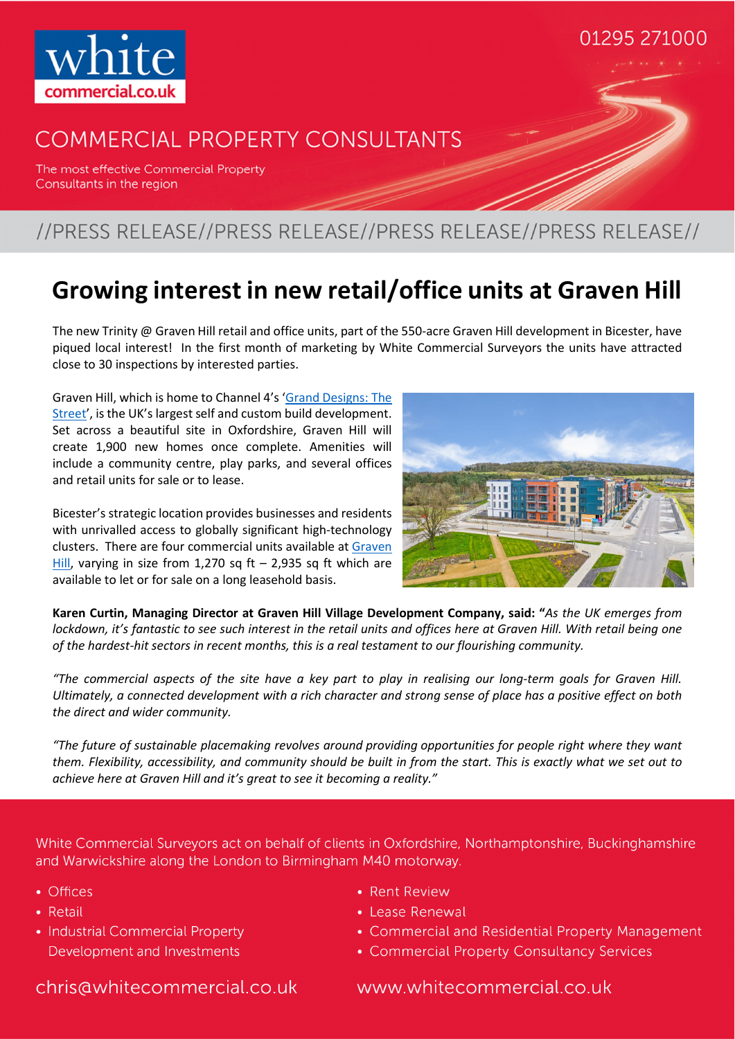white
commercial.co.uk

01295 271000

COMMERCIAL PROPERTY CONSULTANTS

The most effective Commercial Property Consultants in the region

//PRESS RELEASE//PRESS RELEASE//PRESS RELEASE//PRESS RELEASE//

# Growing interest in new retail/office units at Graven Hill

The new Trinity @ Graven Hill retail and office units, part of the 550-acre Graven Hill development in Bicester, have piqued local interest! In the first month of marketing by White Commercial Surveyors the units have attracted close to 30 inspections by interested parties.

Graven Hill, which is home to Channel 4's 'Grand Designs: The Street', is the UK's largest self and custom build development. Set across a beautiful site in Oxfordshire, Graven Hill will create 1,900 new homes once complete. Amenities will include a community centre, play parks, and several offices and retail units for sale or to lease.

Bicester's strategic location provides businesses and residents with unrivalled access to globally significant high-technology clusters. There are four commercial units available at Graven Hill, varying in size from 1,270 sq ft – 2,935 sq ft which are available to let or for sale on a long leasehold basis.

**Karen Curtin, Managing Director at Graven Hill Village Development Company, said: "***As the UK emerges from lockdown, it's fantastic to see such interest in the retail units and offices here at Graven Hill. With retail being one of the hardest-hit sectors in recent months, this is a real testament to our flourishing community.*

*"The commercial aspects of the site have a key part to play in realising our long-term goals for Graven Hill. Ultimately, a connected development with a rich character and strong sense of place has a positive effect on both the direct and wider community.*

*"The future of sustainable placemaking revolves around providing opportunities for people right where they want them. Flexibility, accessibility, and community should be built in from the start. This is exactly what we set out to achieve here at Graven Hill and it's great to see it becoming a reality."*

White Commercial Surveyors act on behalf of clients in Oxfordshire, Northamptonshire, Buckinghamshire and Warwickshire along the London to Birmingham M40 motorway.

- Offices
- Retail
- Industrial Commercial Property Development and Investments
- Rent Review
- Lease Renewal
- Commercial and Residential Property Management
- Commercial Property Consultancy Services

chris@whitecommercial.co.uk www.whitecommercial.co.uk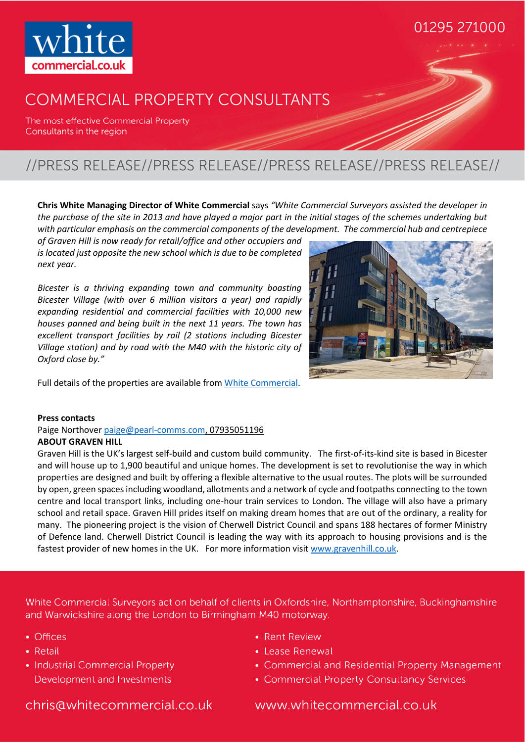white commercial.co.uk

01295 271000

# COMMERCIAL PROPERTY CONSULTANTS

The most effective Commercial Property Consultants in the region

## //PRESS RELEASE//PRESS RELEASE//PRESS RELEASE//PRESS RELEASE//

**Chris White Managing Director of White Commercial** says *"White Commercial Surveyors assisted the developer in the purchase of the site in 2013 and have played a major part in the initial stages of the schemes undertaking but with particular emphasis on the commercial components of the development. The commercial hub and centrepiece of Graven Hill is now ready for retail/office and other occupiers and is located just opposite the new school which is due to be completed next year.*

*Bicester is a thriving expanding town and community boasting Bicester Village (with over 6 million visitors a year) and rapidly expanding residential and commercial facilities with 10,000 new houses panned and being built in the next 11 years. The town has excellent transport facilities by rail (2 stations including Bicester Village station) and by road with the M40 with the historic city of Oxford close by."*

Full details of the properties are available from White Commercial.

**Press contacts**

Paige Northover paige@pearl-comms.com, 07935051196

**ABOUT GRAVEN HILL**

Graven Hill is the UK's largest self-build and custom build community. The first-of-its-kind site is based in Bicester and will house up to 1,900 beautiful and unique homes. The development is set to revolutionise the way in which properties are designed and built by offering a flexible alternative to the usual routes. The plots will be surrounded by open, green spaces including woodland, allotments and a network of cycle and footpaths connecting to the town centre and local transport links, including one-hour train services to London. The village will also have a primary school and retail space. Graven Hill prides itself on making dream homes that are out of the ordinary, a reality for many. The pioneering project is the vision of Cherwell District Council and spans 188 hectares of former Ministry of Defence land. Cherwell District Council is leading the way with its approach to housing provisions and is the fastest provider of new homes in the UK. For more information visit www.gravenhill.co.uk.

White Commercial Surveyors act on behalf of clients in Oxfordshire, Northamptonshire, Buckinghamshire and Warwickshire along the London to Birmingham M40 motorway.

- Offices
- Retail
- Industrial Commercial Property Development and Investments
- Rent Review
- Lease Renewal
- Commercial and Residential Property Management
- Commercial Property Consultancy Services

chris@whitecommercial.co.uk

www.whitecommercial.co.uk